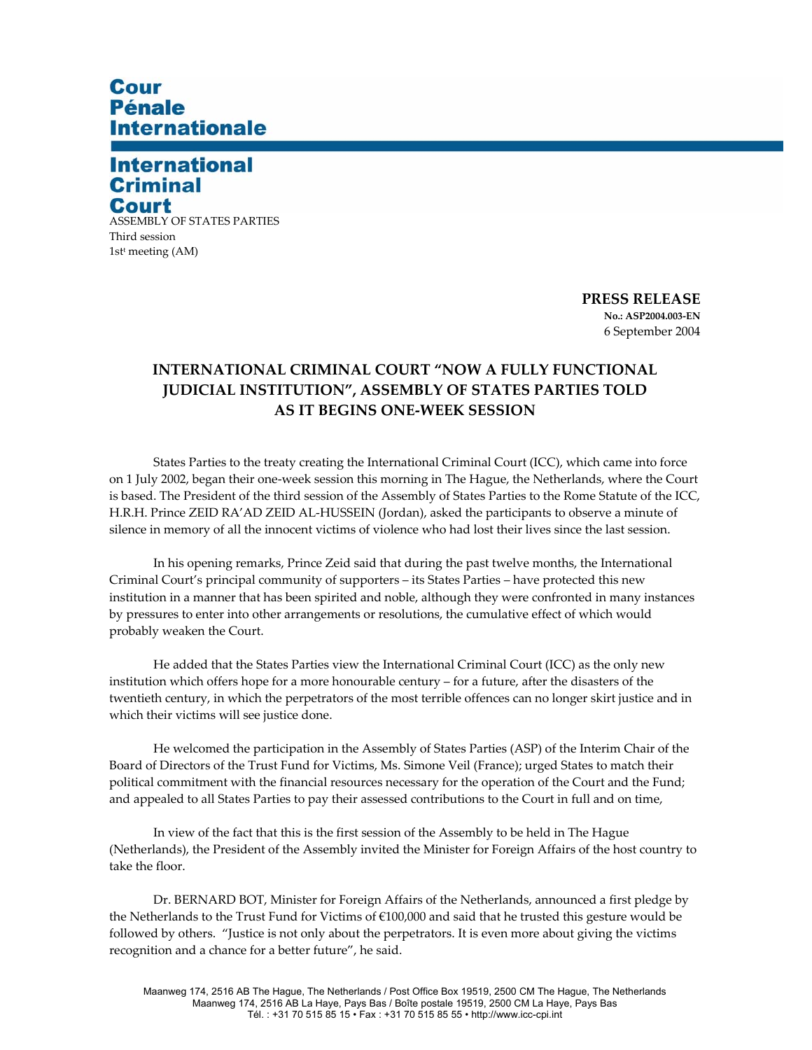# Cour Pénale Internationale

# International Criminal Court

ASSEMBLY OF STATES PARTIES
Third session
1st meeting (AM)

**PRESS RELEASE**
**No.: ASP2004.003-EN**
6 September 2004

## INTERNATIONAL CRIMINAL COURT "NOW A FULLY FUNCTIONAL JUDICIAL INSTITUTION", ASSEMBLY OF STATES PARTIES TOLD AS IT BEGINS ONE-WEEK SESSION

States Parties to the treaty creating the International Criminal Court (ICC), which came into force on 1 July 2002, began their one-week session this morning in The Hague, the Netherlands, where the Court is based. The President of the third session of the Assembly of States Parties to the Rome Statute of the ICC, H.R.H. Prince ZEID RA'AD ZEID AL-HUSSEIN (Jordan), asked the participants to observe a minute of silence in memory of all the innocent victims of violence who had lost their lives since the last session.

In his opening remarks, Prince Zeid said that during the past twelve months, the International Criminal Court's principal community of supporters – its States Parties – have protected this new institution in a manner that has been spirited and noble, although they were confronted in many instances by pressures to enter into other arrangements or resolutions, the cumulative effect of which would probably weaken the Court.

He added that the States Parties view the International Criminal Court (ICC) as the only new institution which offers hope for a more honourable century – for a future, after the disasters of the twentieth century, in which the perpetrators of the most terrible offences can no longer skirt justice and in which their victims will see justice done.

He welcomed the participation in the Assembly of States Parties (ASP) of the Interim Chair of the Board of Directors of the Trust Fund for Victims, Ms. Simone Veil (France); urged States to match their political commitment with the financial resources necessary for the operation of the Court and the Fund; and appealed to all States Parties to pay their assessed contributions to the Court in full and on time,

In view of the fact that this is the first session of the Assembly to be held in The Hague (Netherlands), the President of the Assembly invited the Minister for Foreign Affairs of the host country to take the floor.

Dr. BERNARD BOT, Minister for Foreign Affairs of the Netherlands, announced a first pledge by the Netherlands to the Trust Fund for Victims of €100,000 and said that he trusted this gesture would be followed by others. "Justice is not only about the perpetrators. It is even more about giving the victims recognition and a chance for a better future", he said.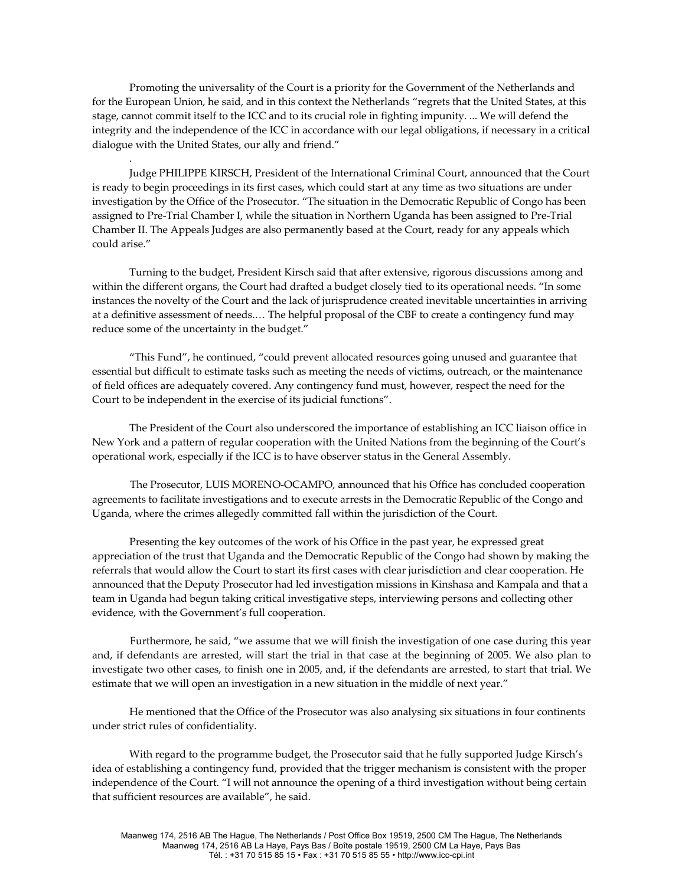Promoting the universality of the Court is a priority for the Government of the Netherlands and for the European Union, he said, and in this context the Netherlands "regrets that the United States, at this stage, cannot commit itself to the ICC and to its crucial role in fighting impunity. ... We will defend the integrity and the independence of the ICC in accordance with our legal obligations, if necessary in a critical dialogue with the United States, our ally and friend."

.

Judge PHILIPPE KIRSCH, President of the International Criminal Court, announced that the Court is ready to begin proceedings in its first cases, which could start at any time as two situations are under investigation by the Office of the Prosecutor. "The situation in the Democratic Republic of Congo has been assigned to Pre-Trial Chamber I, while the situation in Northern Uganda has been assigned to Pre-Trial Chamber II. The Appeals Judges are also permanently based at the Court, ready for any appeals which could arise."

Turning to the budget, President Kirsch said that after extensive, rigorous discussions among and within the different organs, the Court had drafted a budget closely tied to its operational needs. "In some instances the novelty of the Court and the lack of jurisprudence created inevitable uncertainties in arriving at a definitive assessment of needs.… The helpful proposal of the CBF to create a contingency fund may reduce some of the uncertainty in the budget."

"This Fund", he continued, "could prevent allocated resources going unused and guarantee that essential but difficult to estimate tasks such as meeting the needs of victims, outreach, or the maintenance of field offices are adequately covered. Any contingency fund must, however, respect the need for the Court to be independent in the exercise of its judicial functions".

The President of the Court also underscored the importance of establishing an ICC liaison office in New York and a pattern of regular cooperation with the United Nations from the beginning of the Court's operational work, especially if the ICC is to have observer status in the General Assembly.

The Prosecutor, LUIS MORENO-OCAMPO, announced that his Office has concluded cooperation agreements to facilitate investigations and to execute arrests in the Democratic Republic of the Congo and Uganda, where the crimes allegedly committed fall within the jurisdiction of the Court.

Presenting the key outcomes of the work of his Office in the past year, he expressed great appreciation of the trust that Uganda and the Democratic Republic of the Congo had shown by making the referrals that would allow the Court to start its first cases with clear jurisdiction and clear cooperation. He announced that the Deputy Prosecutor had led investigation missions in Kinshasa and Kampala and that a team in Uganda had begun taking critical investigative steps, interviewing persons and collecting other evidence, with the Government's full cooperation.

Furthermore, he said, "we assume that we will finish the investigation of one case during this year and, if defendants are arrested, will start the trial in that case at the beginning of 2005. We also plan to investigate two other cases, to finish one in 2005, and, if the defendants are arrested, to start that trial. We estimate that we will open an investigation in a new situation in the middle of next year."

He mentioned that the Office of the Prosecutor was also analysing six situations in four continents under strict rules of confidentiality.

With regard to the programme budget, the Prosecutor said that he fully supported Judge Kirsch's idea of establishing a contingency fund, provided that the trigger mechanism is consistent with the proper independence of the Court. "I will not announce the opening of a third investigation without being certain that sufficient resources are available", he said.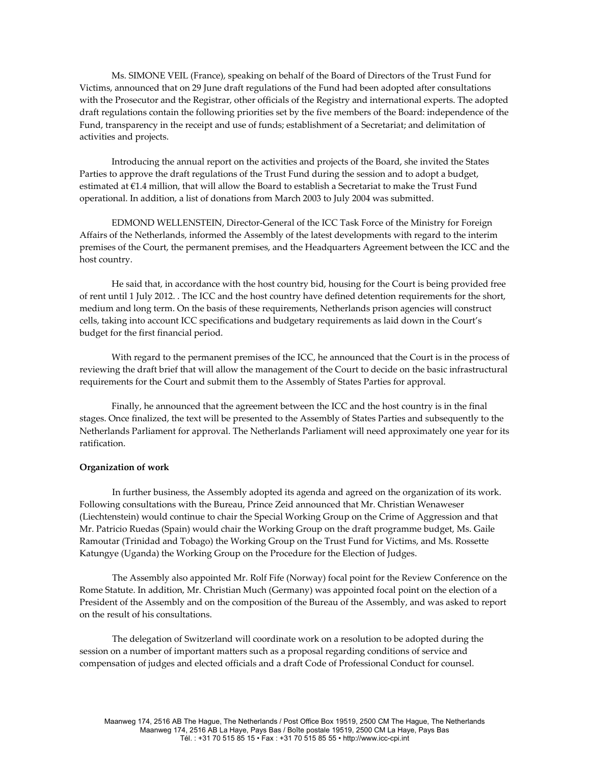Ms. SIMONE VEIL (France), speaking on behalf of the Board of Directors of the Trust Fund for Victims, announced that on 29 June draft regulations of the Fund had been adopted after consultations with the Prosecutor and the Registrar, other officials of the Registry and international experts. The adopted draft regulations contain the following priorities set by the five members of the Board: independence of the Fund, transparency in the receipt and use of funds; establishment of a Secretariat; and delimitation of activities and projects.

Introducing the annual report on the activities and projects of the Board, she invited the States Parties to approve the draft regulations of the Trust Fund during the session and to adopt a budget, estimated at €1.4 million, that will allow the Board to establish a Secretariat to make the Trust Fund operational. In addition, a list of donations from March 2003 to July 2004 was submitted.

EDMOND WELLENSTEIN, Director-General of the ICC Task Force of the Ministry for Foreign Affairs of the Netherlands, informed the Assembly of the latest developments with regard to the interim premises of the Court, the permanent premises, and the Headquarters Agreement between the ICC and the host country.

He said that, in accordance with the host country bid, housing for the Court is being provided free of rent until 1 July 2012. . The ICC and the host country have defined detention requirements for the short, medium and long term. On the basis of these requirements, Netherlands prison agencies will construct cells, taking into account ICC specifications and budgetary requirements as laid down in the Court's budget for the first financial period.

With regard to the permanent premises of the ICC, he announced that the Court is in the process of reviewing the draft brief that will allow the management of the Court to decide on the basic infrastructural requirements for the Court and submit them to the Assembly of States Parties for approval.

Finally, he announced that the agreement between the ICC and the host country is in the final stages. Once finalized, the text will be presented to the Assembly of States Parties and subsequently to the Netherlands Parliament for approval. The Netherlands Parliament will need approximately one year for its ratification.

**Organization of work**

In further business, the Assembly adopted its agenda and agreed on the organization of its work. Following consultations with the Bureau, Prince Zeid announced that Mr. Christian Wenaweser (Liechtenstein) would continue to chair the Special Working Group on the Crime of Aggression and that Mr. Patricio Ruedas (Spain) would chair the Working Group on the draft programme budget, Ms. Gaile Ramoutar (Trinidad and Tobago) the Working Group on the Trust Fund for Victims, and Ms. Rossette Katungye (Uganda) the Working Group on the Procedure for the Election of Judges.

The Assembly also appointed Mr. Rolf Fife (Norway) focal point for the Review Conference on the Rome Statute. In addition, Mr. Christian Much (Germany) was appointed focal point on the election of a President of the Assembly and on the composition of the Bureau of the Assembly, and was asked to report on the result of his consultations.

The delegation of Switzerland will coordinate work on a resolution to be adopted during the session on a number of important matters such as a proposal regarding conditions of service and compensation of judges and elected officials and a draft Code of Professional Conduct for counsel.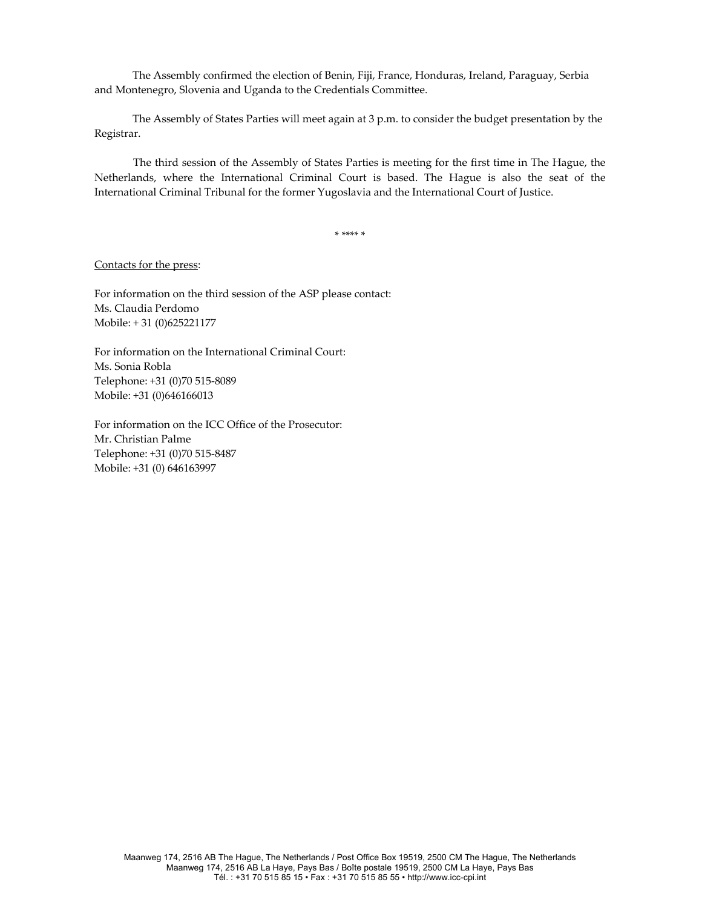The Assembly confirmed the election of Benin, Fiji, France, Honduras, Ireland, Paraguay, Serbia and Montenegro, Slovenia and Uganda to the Credentials Committee.

The Assembly of States Parties will meet again at 3 p.m. to consider the budget presentation by the Registrar.

The third session of the Assembly of States Parties is meeting for the first time in The Hague, the Netherlands, where the International Criminal Court is based. The Hague is also the seat of the International Criminal Tribunal for the former Yugoslavia and the International Court of Justice.

* **** *

Contacts for the press:

For information on the third session of the ASP please contact:
Ms. Claudia Perdomo
Mobile: + 31 (0)625221177

For information on the International Criminal Court:
Ms. Sonia Robla
Telephone: +31 (0)70 515-8089
Mobile: +31 (0)646166013

For information on the ICC Office of the Prosecutor:
Mr. Christian Palme
Telephone: +31 (0)70 515-8487
Mobile: +31 (0) 646163997